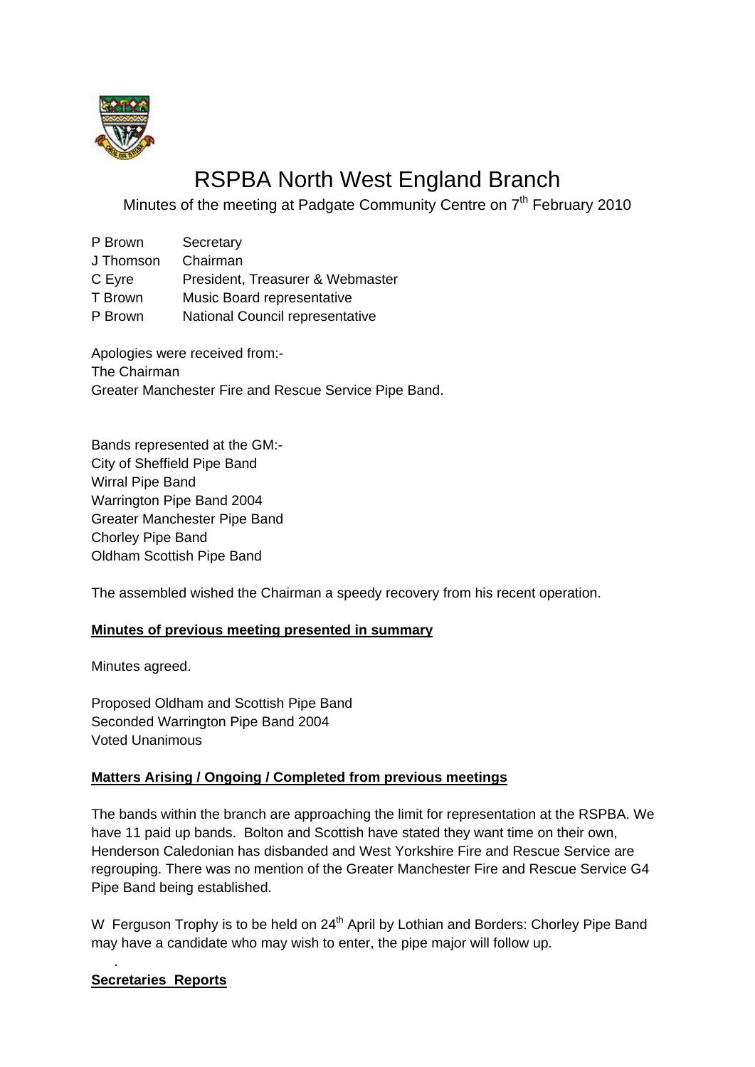# RSPBA North West England Branch

Minutes of the meeting at Padgate Community Centre on 7th February 2010

| | |
|---|---|
| P Brown | Secretary |
| J Thomson | Chairman |
| C Eyre | President, Treasurer & Webmaster |
| T Brown | Music Board representative |
| P Brown | National Council representative |

Apologies were received from:-
The Chairman
Greater Manchester Fire and Rescue Service Pipe Band.

Bands represented at the GM:-
City of Sheffield Pipe Band
Wirral Pipe Band
Warrington Pipe Band 2004
Greater Manchester Pipe Band
Chorley Pipe Band
Oldham Scottish Pipe Band

The assembled wished the Chairman a speedy recovery from his recent operation.

**Minutes of previous meeting presented in summary**

Minutes agreed.

Proposed Oldham and Scottish Pipe Band
Seconded Warrington Pipe Band 2004
Voted Unanimous

**Matters Arising / Ongoing / Completed from previous meetings**

The bands within the branch are approaching the limit for representation at the RSPBA. We have 11 paid up bands. Bolton and Scottish have stated they want time on their own, Henderson Caledonian has disbanded and West Yorkshire Fire and Rescue Service are regrouping. There was no mention of the Greater Manchester Fire and Rescue Service G4 Pipe Band being established.

W Ferguson Trophy is to be held on 24th April by Lothian and Borders: Chorley Pipe Band may have a candidate who may wish to enter, the pipe major will follow up.

**Secretaries Reports**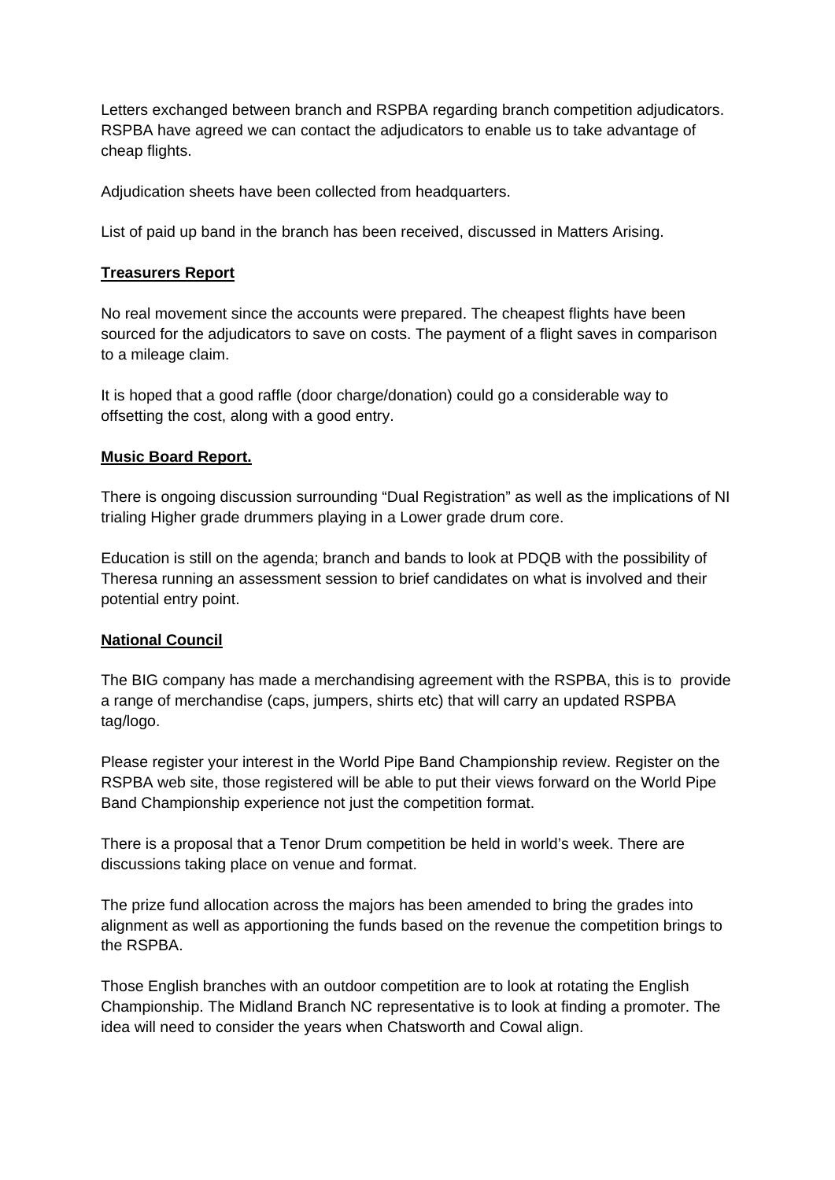Letters exchanged between branch and RSPBA regarding branch competition adjudicators. RSPBA have agreed we can contact the adjudicators to enable us to take advantage of cheap flights.

Adjudication sheets have been collected from headquarters.

List of paid up band in the branch has been received, discussed in Matters Arising.

**Treasurers Report**

No real movement since the accounts were prepared. The cheapest flights have been sourced for the adjudicators to save on costs. The payment of a flight saves in comparison to a mileage claim.

It is hoped that a good raffle (door charge/donation) could go a considerable way to offsetting the cost, along with a good entry.

**Music Board Report.**

There is ongoing discussion surrounding "Dual Registration" as well as the implications of NI trialing Higher grade drummers playing in a Lower grade drum core.

Education is still on the agenda; branch and bands to look at PDQB with the possibility of Theresa running an assessment session to brief candidates on what is involved and their potential entry point.

**National Council**

The BIG company has made a merchandising agreement with the RSPBA, this is to provide a range of merchandise (caps, jumpers, shirts etc) that will carry an updated RSPBA tag/logo.

Please register your interest in the World Pipe Band Championship review. Register on the RSPBA web site, those registered will be able to put their views forward on the World Pipe Band Championship experience not just the competition format.

There is a proposal that a Tenor Drum competition be held in world's week. There are discussions taking place on venue and format.

The prize fund allocation across the majors has been amended to bring the grades into alignment as well as apportioning the funds based on the revenue the competition brings to the RSPBA.

Those English branches with an outdoor competition are to look at rotating the English Championship. The Midland Branch NC representative is to look at finding a promoter. The idea will need to consider the years when Chatsworth and Cowal align.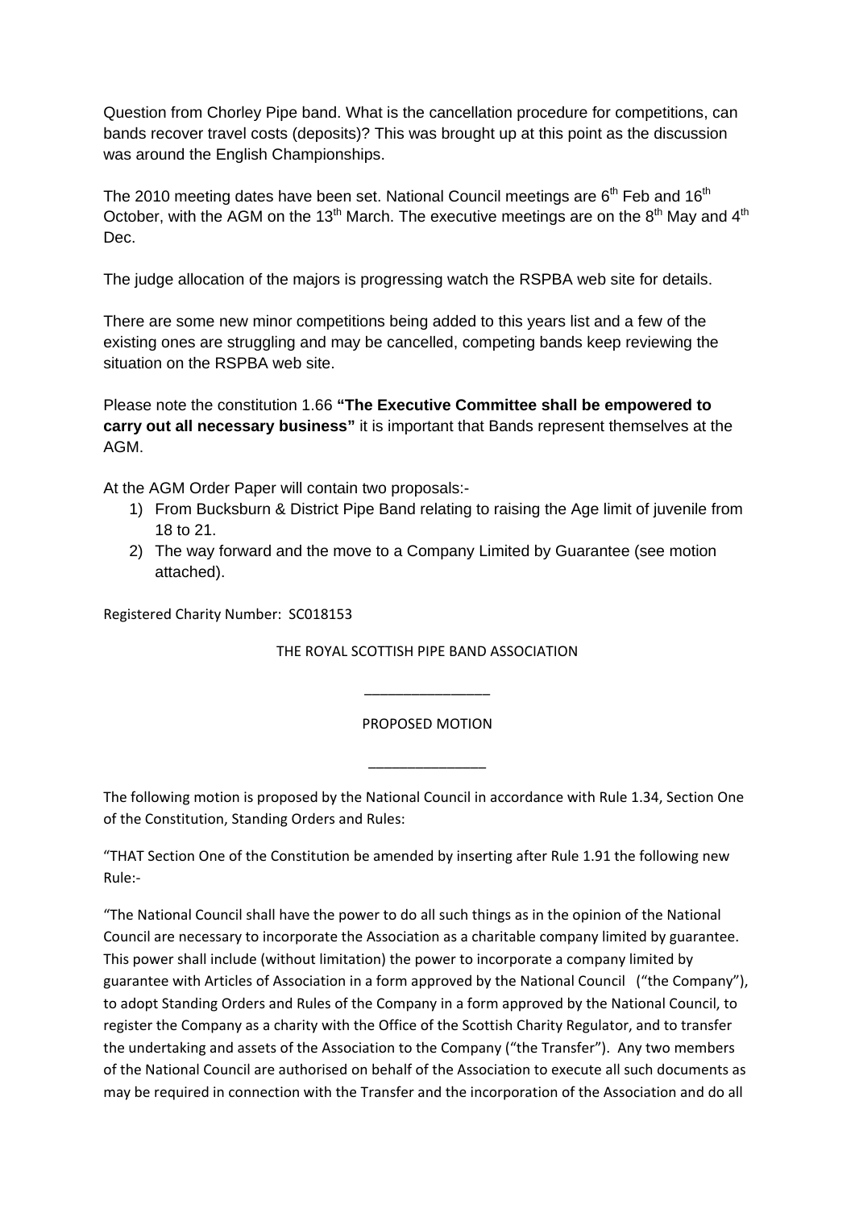Question from Chorley Pipe band. What is the cancellation procedure for competitions, can bands recover travel costs (deposits)? This was brought up at this point as the discussion was around the English Championships.

The 2010 meeting dates have been set. National Council meetings are 6th Feb and 16th October, with the AGM on the 13th March. The executive meetings are on the 8th May and 4th Dec.

The judge allocation of the majors is progressing watch the RSPBA web site for details.

There are some new minor competitions being added to this years list and a few of the existing ones are struggling and may be cancelled, competing bands keep reviewing the situation on the RSPBA web site.

Please note the constitution 1.66 **"The Executive Committee shall be empowered to carry out all necessary business"** it is important that Bands represent themselves at the AGM.

At the AGM Order Paper will contain two proposals:-

1) From Bucksburn & District Pipe Band relating to raising the Age limit of juvenile from 18 to 21.
2) The way forward and the move to a Company Limited by Guarantee (see motion attached).

Registered Charity Number: SC018153

THE ROYAL SCOTTISH PIPE BAND ASSOCIATION

---

PROPOSED MOTION

---

The following motion is proposed by the National Council in accordance with Rule 1.34, Section One of the Constitution, Standing Orders and Rules:

"THAT Section One of the Constitution be amended by inserting after Rule 1.91 the following new Rule:-

"The National Council shall have the power to do all such things as in the opinion of the National Council are necessary to incorporate the Association as a charitable company limited by guarantee. This power shall include (without limitation) the power to incorporate a company limited by guarantee with Articles of Association in a form approved by the National Council ("the Company"), to adopt Standing Orders and Rules of the Company in a form approved by the National Council, to register the Company as a charity with the Office of the Scottish Charity Regulator, and to transfer the undertaking and assets of the Association to the Company ("the Transfer"). Any two members of the National Council are authorised on behalf of the Association to execute all such documents as may be required in connection with the Transfer and the incorporation of the Association and do all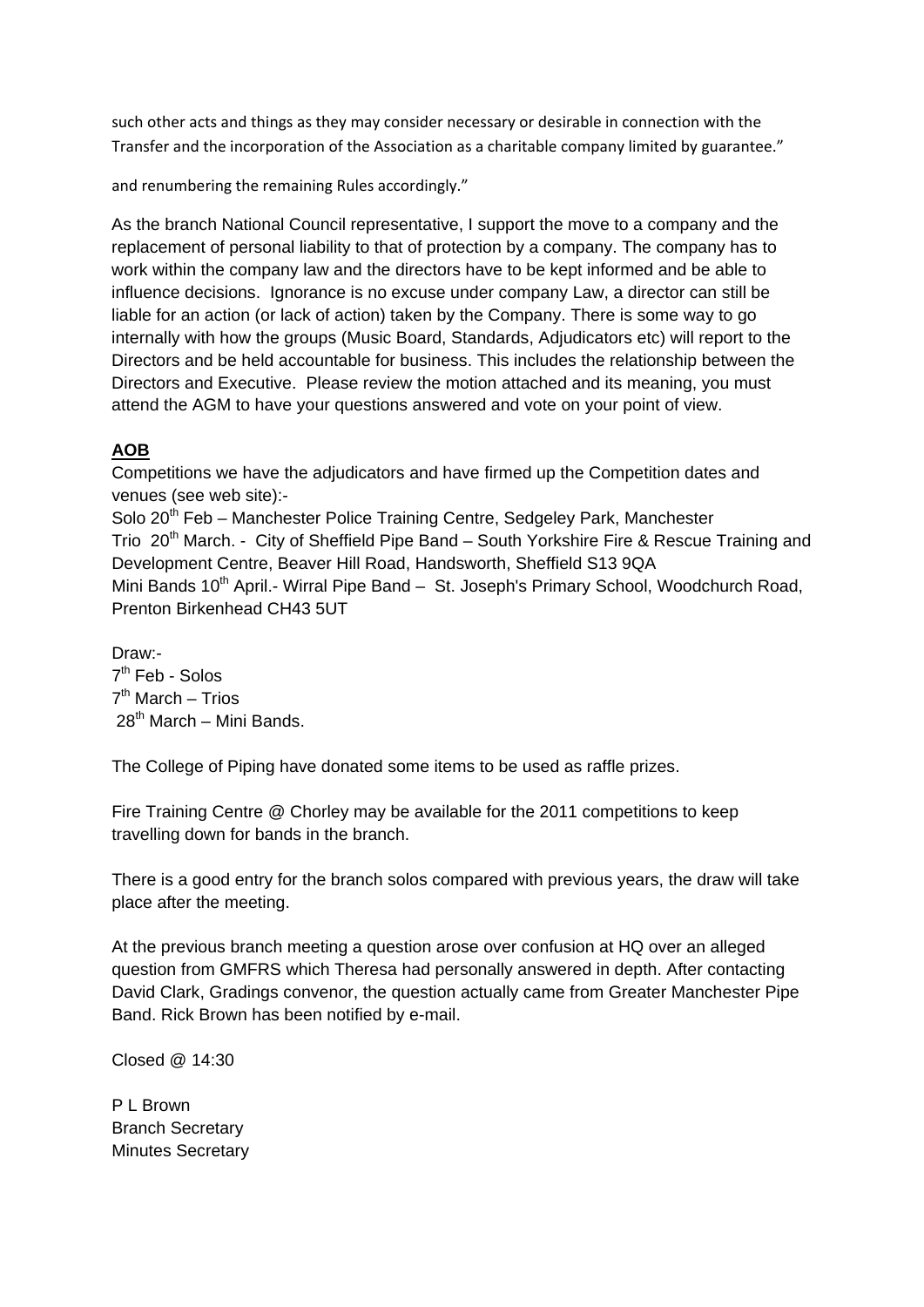such other acts and things as they may consider necessary or desirable in connection with the Transfer and the incorporation of the Association as a charitable company limited by guarantee."

and renumbering the remaining Rules accordingly."

As the branch National Council representative, I support the move to a company and the replacement of personal liability to that of protection by a company. The company has to work within the company law and the directors have to be kept informed and be able to influence decisions. Ignorance is no excuse under company Law, a director can still be liable for an action (or lack of action) taken by the Company. There is some way to go internally with how the groups (Music Board, Standards, Adjudicators etc) will report to the Directors and be held accountable for business. This includes the relationship between the Directors and Executive. Please review the motion attached and its meaning, you must attend the AGM to have your questions answered and vote on your point of view.

**AOB**

Competitions we have the adjudicators and have firmed up the Competition dates and venues (see web site):-

Solo 20th Feb – Manchester Police Training Centre, Sedgeley Park, Manchester
Trio 20th March. - City of Sheffield Pipe Band – South Yorkshire Fire & Rescue Training and Development Centre, Beaver Hill Road, Handsworth, Sheffield S13 9QA
Mini Bands 10th April.- Wirral Pipe Band – St. Joseph's Primary School, Woodchurch Road, Prenton Birkenhead CH43 5UT

Draw:-
7th Feb - Solos
7th March – Trios
28th March – Mini Bands.

The College of Piping have donated some items to be used as raffle prizes.

Fire Training Centre @ Chorley may be available for the 2011 competitions to keep travelling down for bands in the branch.

There is a good entry for the branch solos compared with previous years, the draw will take place after the meeting.

At the previous branch meeting a question arose over confusion at HQ over an alleged question from GMFRS which Theresa had personally answered in depth. After contacting David Clark, Gradings convenor, the question actually came from Greater Manchester Pipe Band. Rick Brown has been notified by e-mail.

Closed @ 14:30

P L Brown
Branch Secretary
Minutes Secretary